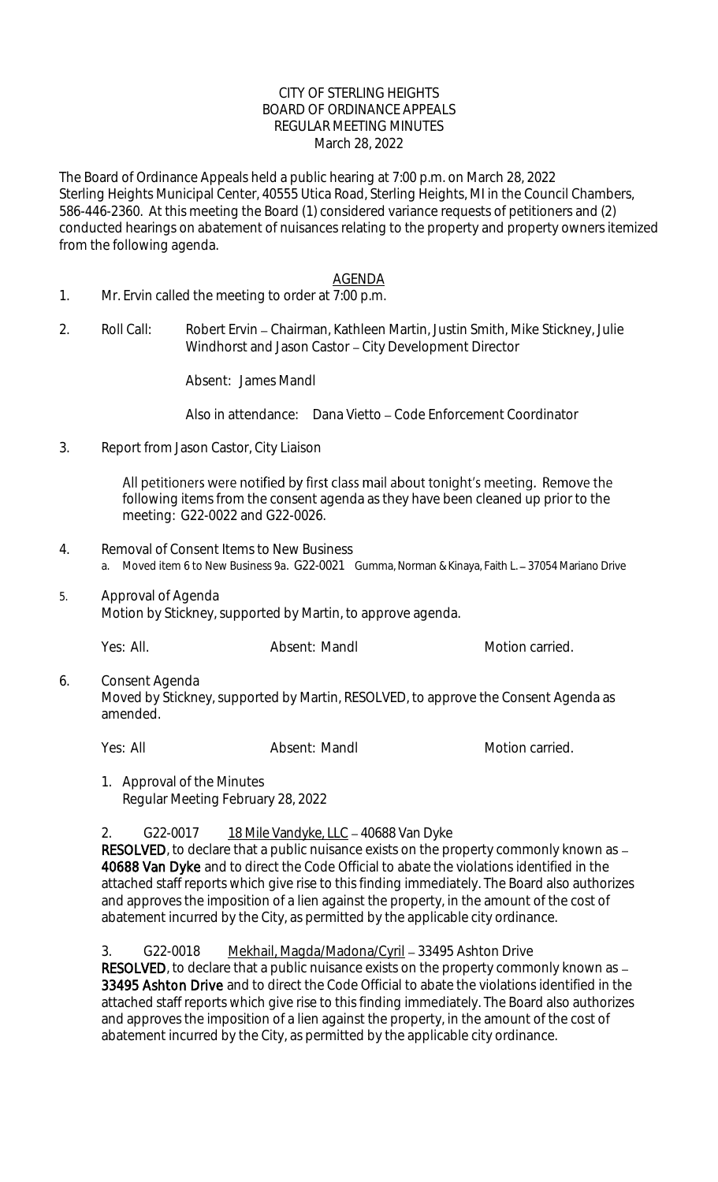CITY OF STERLING HEIGHTS
BOARD OF ORDINANCE APPEALS
REGULAR MEETING MINUTES
March 28, 2022

The Board of Ordinance Appeals held a public hearing at 7:00 p.m. on March 28, 2022 Sterling Heights Municipal Center, 40555 Utica Road, Sterling Heights, MI in the Council Chambers, 586-446-2360. At this meeting the Board (1) considered variance requests of petitioners and (2) conducted hearings on abatement of nuisances relating to the property and property owners itemized from the following agenda.

AGENDA

1. Mr. Ervin called the meeting to order at 7:00 p.m.

2. Roll Call: Robert Ervin – Chairman, Kathleen Martin, Justin Smith, Mike Stickney, Julie Windhorst and Jason Castor – City Development Director

   Absent: James Mandl

   Also in attendance: Dana Vietto – Code Enforcement Coordinator

3. Report from Jason Castor, City Liaison

   All petitioners were notified by first class mail about tonight's meeting. Remove the following items from the consent agenda as they have been cleaned up prior to the meeting: G22-0022 and G22-0026.

4. Removal of Consent Items to New Business
   a. Moved item 6 to New Business 9a. G22-0021 Gumma, Norman & Kinaya, Faith L. – 37054 Mariano Drive

5. Approval of Agenda
   Motion by Stickney, supported by Martin, to approve agenda.

   Yes: All. Absent: Mandl Motion carried.

6. Consent Agenda
   Moved by Stickney, supported by Martin, RESOLVED, to approve the Consent Agenda as amended.

   Yes: All Absent: Mandl Motion carried.

   1. Approval of the Minutes
      Regular Meeting February 28, 2022

   2. G22-0017 18 Mile Vandyke, LLC – 40688 Van Dyke
      **RESOLVED**, to declare that a public nuisance exists on the property commonly known as – **40688 Van Dyke** and to direct the Code Official to abate the violations identified in the attached staff reports which give rise to this finding immediately. The Board also authorizes and approves the imposition of a lien against the property, in the amount of the cost of abatement incurred by the City, as permitted by the applicable city ordinance.

   3. G22-0018 Mekhail, Magda/Madona/Cyril – 33495 Ashton Drive
      **RESOLVED**, to declare that a public nuisance exists on the property commonly known as – **33495 Ashton Drive** and to direct the Code Official to abate the violations identified in the attached staff reports which give rise to this finding immediately. The Board also authorizes and approves the imposition of a lien against the property, in the amount of the cost of abatement incurred by the City, as permitted by the applicable city ordinance.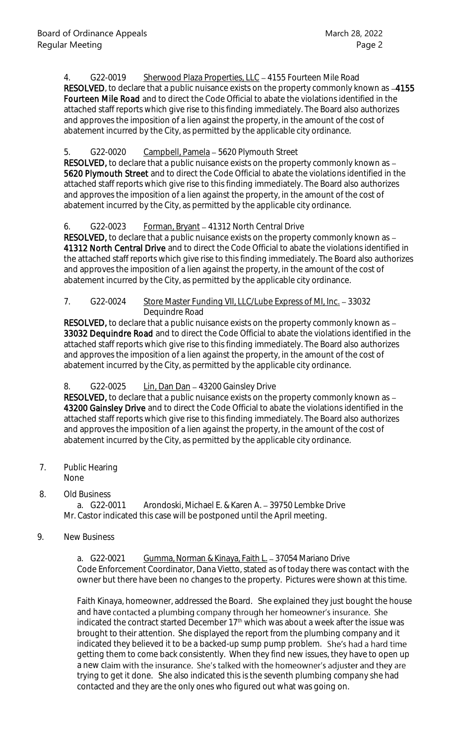4. G22-0019 Sherwood Plaza Properties, LLC – 4155 Fourteen Mile Road
**RESOLVED**, to declare that a public nuisance exists on the property commonly known as –**4155 Fourteen Mile Road** and to direct the Code Official to abate the violations identified in the attached staff reports which give rise to this finding immediately. The Board also authorizes and approves the imposition of a lien against the property, in the amount of the cost of abatement incurred by the City, as permitted by the applicable city ordinance.

5. G22-0020 Campbell, Pamela – 5620 Plymouth Street
**RESOLVED,** to declare that a public nuisance exists on the property commonly known as – **5620 Plymouth Street** and to direct the Code Official to abate the violations identified in the attached staff reports which give rise to this finding immediately. The Board also authorizes and approves the imposition of a lien against the property, in the amount of the cost of abatement incurred by the City, as permitted by the applicable city ordinance.

6. G22-0023 Forman, Bryant – 41312 North Central Drive
**RESOLVED,** to declare that a public nuisance exists on the property commonly known as – **41312 North Central Drive** and to direct the Code Official to abate the violations identified in the attached staff reports which give rise to this finding immediately. The Board also authorizes and approves the imposition of a lien against the property, in the amount of the cost of abatement incurred by the City, as permitted by the applicable city ordinance.

7. G22-0024 Store Master Funding VII, LLC/Lube Express of MI, Inc. – 33032 Dequindre Road
**RESOLVED,** to declare that a public nuisance exists on the property commonly known as – **33032 Dequindre Road** and to direct the Code Official to abate the violations identified in the attached staff reports which give rise to this finding immediately. The Board also authorizes and approves the imposition of a lien against the property, in the amount of the cost of abatement incurred by the City, as permitted by the applicable city ordinance.

8. G22-0025 Lin, Dan Dan – 43200 Gainsley Drive
**RESOLVED,** to declare that a public nuisance exists on the property commonly known as – **43200 Gainsley Drive** and to direct the Code Official to abate the violations identified in the attached staff reports which give rise to this finding immediately. The Board also authorizes and approves the imposition of a lien against the property, in the amount of the cost of abatement incurred by the City, as permitted by the applicable city ordinance.

7. Public Hearing
None

8. Old Business
a. G22-0011 Arondoski, Michael E. & Karen A. – 39750 Lembke Drive
Mr. Castor indicated this case will be postponed until the April meeting.

9. New Business

a. G22-0021 Gumma, Norman & Kinaya, Faith L. – 37054 Mariano Drive
Code Enforcement Coordinator, Dana Vietto, stated as of today there was contact with the owner but there have been no changes to the property. Pictures were shown at this time.

Faith Kinaya, homeowner, addressed the Board. She explained they just bought the house and have contacted a plumbing company through her homeowner's insurance. She indicated the contract started December 17th which was about a week after the issue was brought to their attention. She displayed the report from the plumbing company and it indicated they believed it to be a backed-up sump pump problem. She's had a hard time getting them to come back consistently. When they find new issues, they have to open up a new claim with the insurance. She's talked with the homeowner's adjuster and they are trying to get it done. She also indicated this is the seventh plumbing company she had contacted and they are the only ones who figured out what was going on.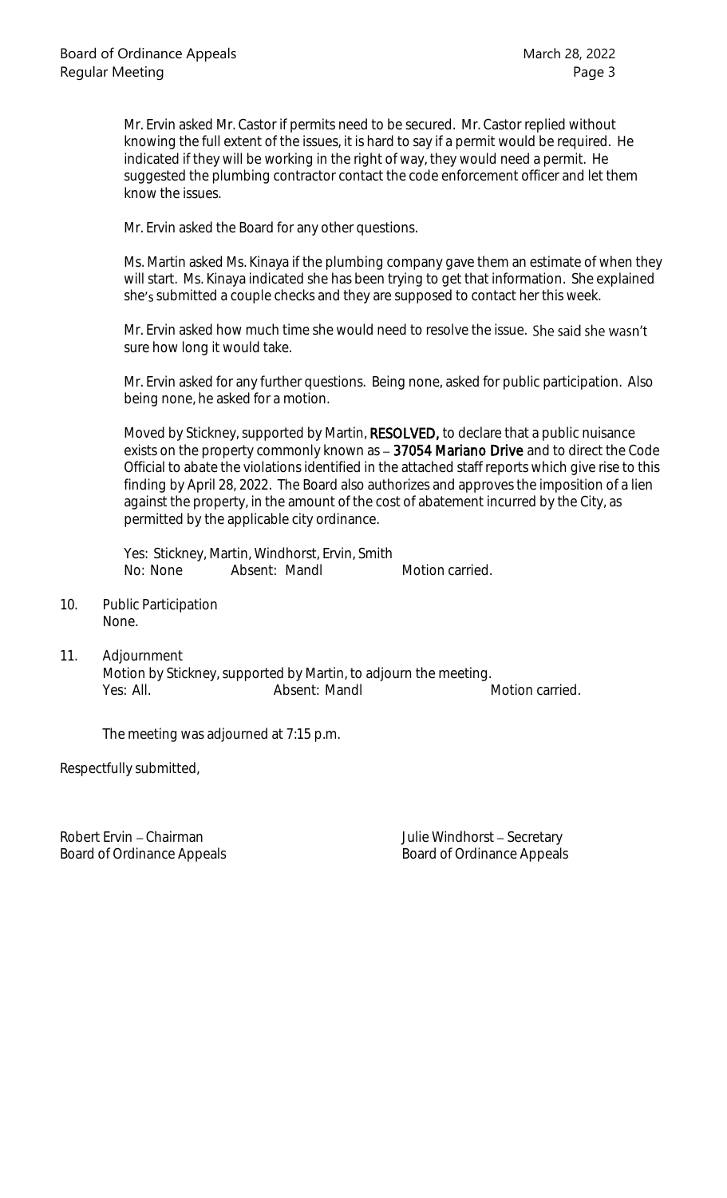Mr. Ervin asked Mr. Castor if permits need to be secured. Mr. Castor replied without knowing the full extent of the issues, it is hard to say if a permit would be required. He indicated if they will be working in the right of way, they would need a permit. He suggested the plumbing contractor contact the code enforcement officer and let them know the issues.

Mr. Ervin asked the Board for any other questions.

Ms. Martin asked Ms. Kinaya if the plumbing company gave them an estimate of when they will start. Ms. Kinaya indicated she has been trying to get that information. She explained she's submitted a couple checks and they are supposed to contact her this week.

Mr. Ervin asked how much time she would need to resolve the issue. She said she wasn't sure how long it would take.

Mr. Ervin asked for any further questions. Being none, asked for public participation. Also being none, he asked for a motion.

Moved by Stickney, supported by Martin, **RESOLVED,** to declare that a public nuisance exists on the property commonly known as – **37054 Mariano Drive** and to direct the Code Official to abate the violations identified in the attached staff reports which give rise to this finding by April 28, 2022. The Board also authorizes and approves the imposition of a lien against the property, in the amount of the cost of abatement incurred by the City, as permitted by the applicable city ordinance.

Yes: Stickney, Martin, Windhorst, Ervin, Smith
No: None  Absent: Mandl  Motion carried.

10. Public Participation
    None.

11. Adjournment
    Motion by Stickney, supported by Martin, to adjourn the meeting.
    Yes: All.  Absent: Mandl  Motion carried.

The meeting was adjourned at 7:15 p.m.

Respectfully submitted,

Robert Ervin – Chairman
Board of Ordinance Appeals

Julie Windhorst – Secretary
Board of Ordinance Appeals